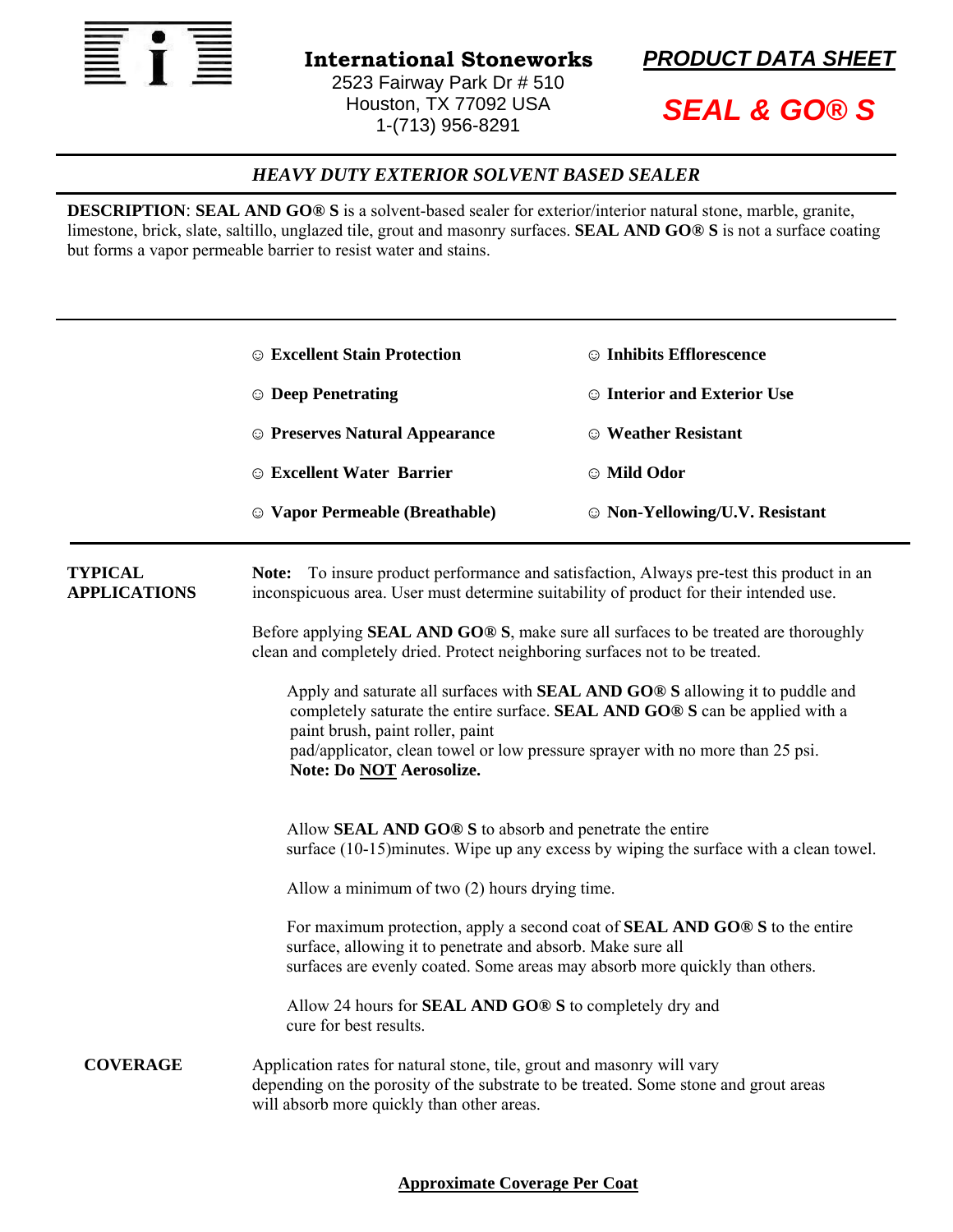**International Stoneworks**
2523 Fairway Park Dr # 510
Houston, TX 77092 USA
1-(713) 956-8291

***PRODUCT DATA SHEET***

# SEAL & GO® S

## *HEAVY DUTY EXTERIOR SOLVENT BASED SEALER*

**DESCRIPTION**: **SEAL AND GO® S** is a solvent-based sealer for exterior/interior natural stone, marble, granite, limestone, brick, slate, saltillo, unglazed tile, grout and masonry surfaces. **SEAL AND GO® S** is not a surface coating but forms a vapor permeable barrier to resist water and stains.

- ☺ **Excellent Stain Protection**
- ☺ **Inhibits Efflorescence**
- ☺ **Deep Penetrating**
- ☺ **Interior and Exterior Use**
- ☺ **Preserves Natural Appearance**
- ☺ **Weather Resistant**
- ☺ **Excellent Water Barrier**
- ☺ **Mild Odor**
- ☺ **Vapor Permeable (Breathable)**
- ☺ **Non-Yellowing/U.V. Resistant**

**TYPICAL APPLICATIONS**

**Note:** To insure product performance and satisfaction, Always pre-test this product in an inconspicuous area. User must determine suitability of product for their intended use.

Before applying **SEAL AND GO® S**, make sure all surfaces to be treated are thoroughly clean and completely dried. Protect neighboring surfaces not to be treated.

Apply and saturate all surfaces with **SEAL AND GO® S** allowing it to puddle and completely saturate the entire surface. **SEAL AND GO® S** can be applied with a paint brush, paint roller, paint pad/applicator, clean towel or low pressure sprayer with no more than 25 psi. **Note: Do <u>NOT</u> Aerosolize.**

Allow **SEAL AND GO® S** to absorb and penetrate the entire surface (10-15)minutes. Wipe up any excess by wiping the surface with a clean towel.

Allow a minimum of two (2) hours drying time.

For maximum protection, apply a second coat of **SEAL AND GO® S** to the entire surface, allowing it to penetrate and absorb. Make sure all surfaces are evenly coated. Some areas may absorb more quickly than others.

Allow 24 hours for **SEAL AND GO® S** to completely dry and cure for best results.

**COVERAGE**

Application rates for natural stone, tile, grout and masonry will vary depending on the porosity of the substrate to be treated. Some stone and grout areas will absorb more quickly than other areas.

**<u>Approximate Coverage Per Coat</u>**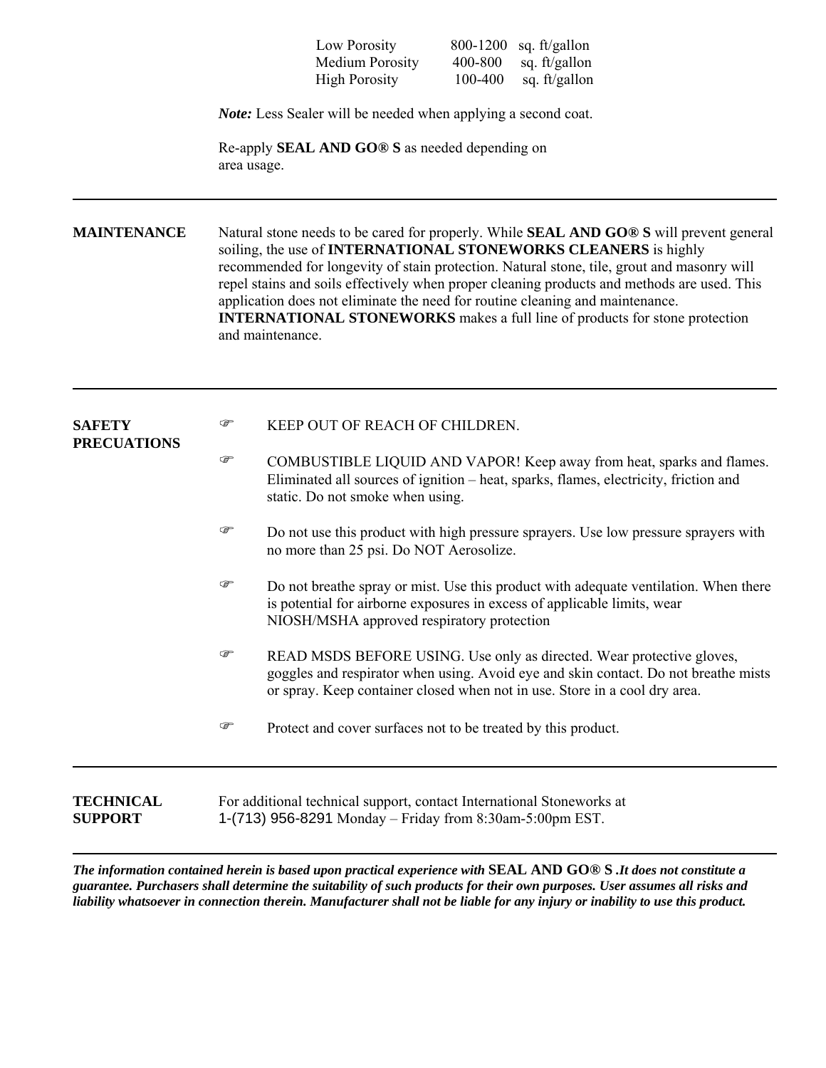| | | |
|---|---|---|
| Low Porosity | 800-1200 | sq. ft/gallon |
| Medium Porosity | 400-800 | sq. ft/gallon |
| High Porosity | 100-400 | sq. ft/gallon |

***Note:*** Less Sealer will be needed when applying a second coat.

Re-apply **SEAL AND GO® S** as needed depending on area usage.

---

**MAINTENANCE**

Natural stone needs to be cared for properly. While **SEAL AND GO® S** will prevent general soiling, the use of **INTERNATIONAL STONEWORKS CLEANERS** is highly recommended for longevity of stain protection. Natural stone, tile, grout and masonry will repel stains and soils effectively when proper cleaning products and methods are used. This application does not eliminate the need for routine cleaning and maintenance. **INTERNATIONAL STONEWORKS** makes a full line of products for stone protection and maintenance.

---

**SAFETY PRECUATIONS**

- KEEP OUT OF REACH OF CHILDREN.
- COMBUSTIBLE LIQUID AND VAPOR! Keep away from heat, sparks and flames. Eliminated all sources of ignition – heat, sparks, flames, electricity, friction and static. Do not smoke when using.
- Do not use this product with high pressure sprayers. Use low pressure sprayers with no more than 25 psi. Do NOT Aerosolize.
- Do not breathe spray or mist. Use this product with adequate ventilation. When there is potential for airborne exposures in excess of applicable limits, wear NIOSH/MSHA approved respiratory protection
- READ MSDS BEFORE USING. Use only as directed. Wear protective gloves, goggles and respirator when using. Avoid eye and skin contact. Do not breathe mists or spray. Keep container closed when not in use. Store in a cool dry area.
- Protect and cover surfaces not to be treated by this product.

---

**TECHNICAL SUPPORT**

For additional technical support, contact International Stoneworks at 1-(713) 956-8291 Monday – Friday from 8:30am-5:00pm EST.

---

***The information contained herein is based upon practical experience with* SEAL AND GO® S *.It does not constitute a guarantee. Purchasers shall determine the suitability of such products for their own purposes. User assumes all risks and liability whatsoever in connection therein. Manufacturer shall not be liable for any injury or inability to use this product.***